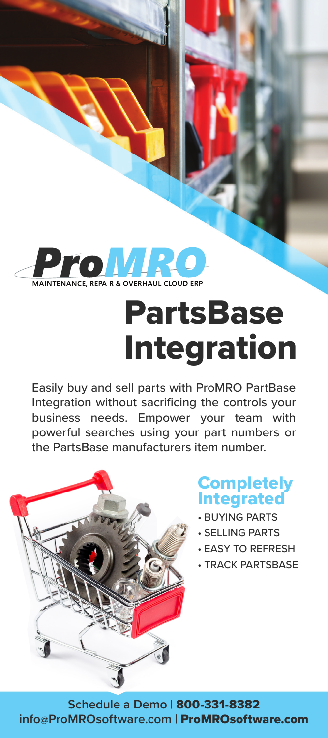ProMRO

MAINTENANCE, REPAIR & OVERHAUL CLOUD ERP

# PartsBase Integration

Easily buy and sell parts with ProMRO PartBase Integration without sacrificing the controls your business needs. Empower your team with powerful searches using your part numbers or the PartsBase manufacturers item number.

## Completely Integrated

- BUYING PARTS
- SELLING PARTS
- EASY TO REFRESH
- TRACK PARTSBASE

Schedule a Demo | **800-331-8382**
info@ProMROsoftware.com | **ProMROsoftware.com**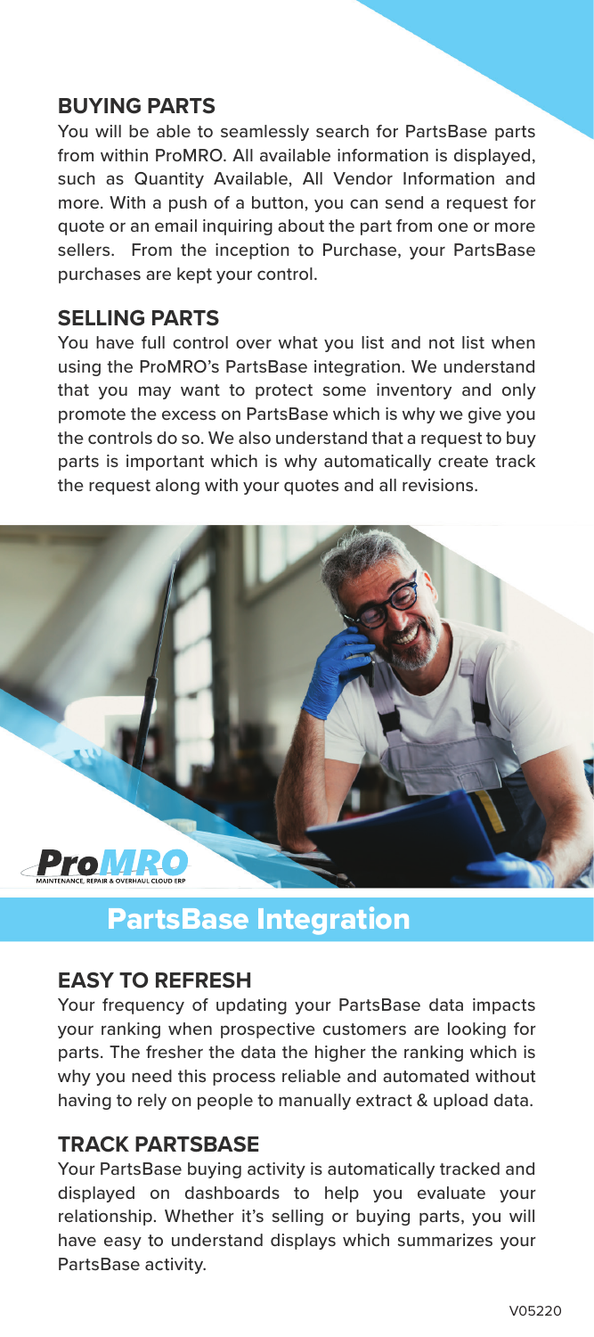## BUYING PARTS

You will be able to seamlessly search for PartsBase parts from within ProMRO. All available information is displayed, such as Quantity Available, All Vendor Information and more. With a push of a button, you can send a request for quote or an email inquiring about the part from one or more sellers. From the inception to Purchase, your PartsBase purchases are kept your control.

## SELLING PARTS

You have full control over what you list and not list when using the ProMRO's PartsBase integration. We understand that you may want to protect some inventory and only promote the excess on PartsBase which is why we give you the controls do so. We also understand that a request to buy parts is important which is why automatically create track the request along with your quotes and all revisions.

ProMRO
MAINTENANCE, REPAIR & OVERHAUL CLOUD ERP

# PartsBase Integration

## EASY TO REFRESH

Your frequency of updating your PartsBase data impacts your ranking when prospective customers are looking for parts. The fresher the data the higher the ranking which is why you need this process reliable and automated without having to rely on people to manually extract & upload data.

## TRACK PARTSBASE

Your PartsBase buying activity is automatically tracked and displayed on dashboards to help you evaluate your relationship. Whether it's selling or buying parts, you will have easy to understand displays which summarizes your PartsBase activity.

V05220